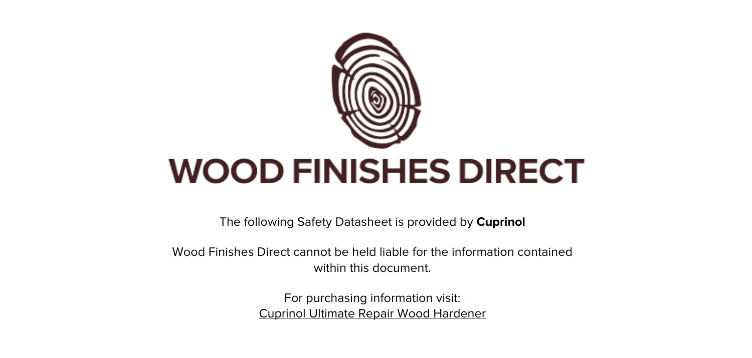# WOOD FINISHES DIRECT

The following Safety Datasheet is provided by **Cuprinol**

Wood Finishes Direct cannot be held liable for the information contained within this document.

For purchasing information visit:
Cuprinol Ultimate Repair Wood Hardener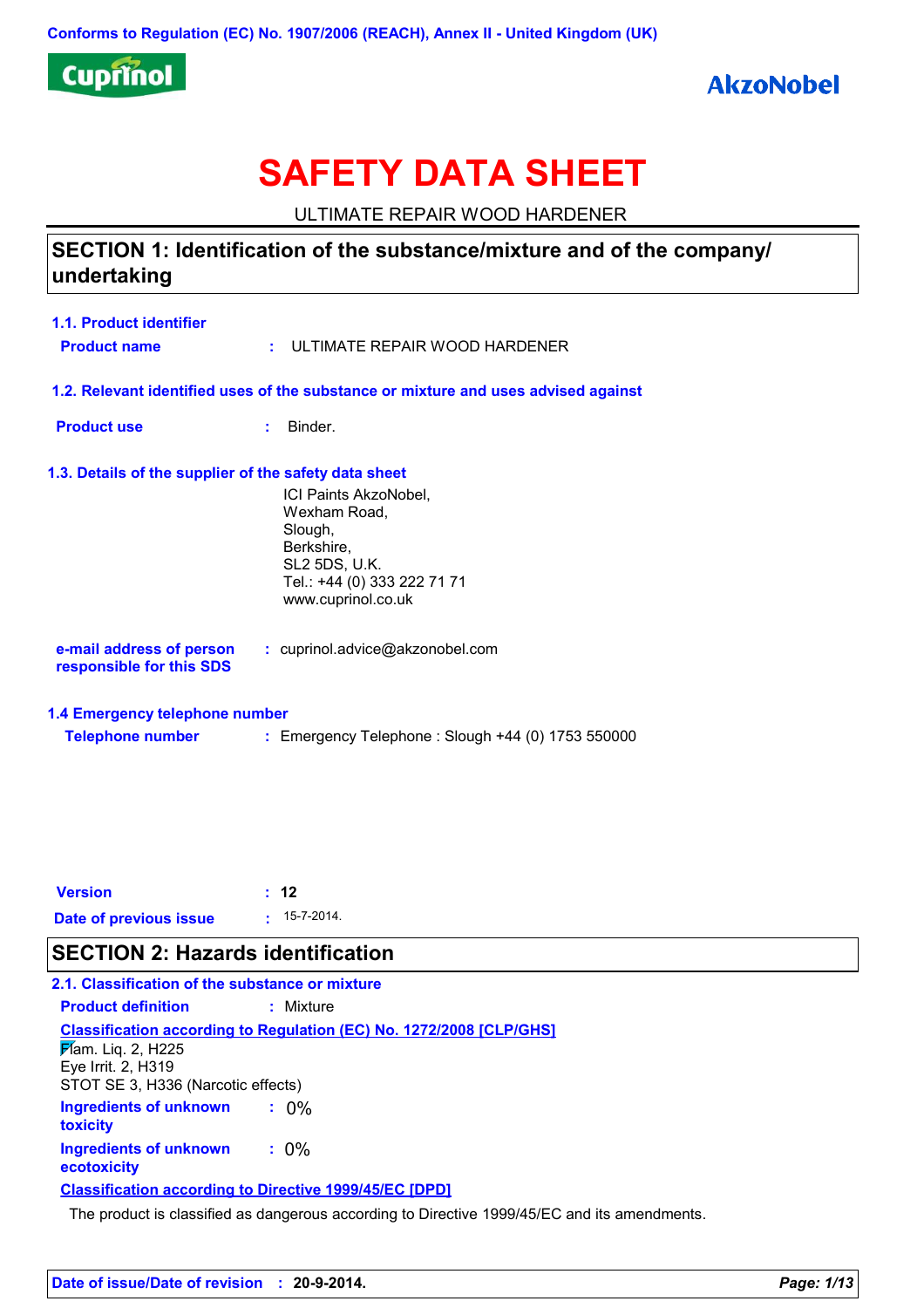Conforms to Regulation (EC) No. 1907/2006 (REACH), Annex II - United Kingdom (UK)

Cuprinol

AkzoNobel

# SAFETY DATA SHEET

ULTIMATE REPAIR WOOD HARDENER

## SECTION 1: Identification of the substance/mixture and of the company/ undertaking

### 1.1. Product identifier

**Product name** : ULTIMATE REPAIR WOOD HARDENER

### 1.2. Relevant identified uses of the substance or mixture and uses advised against

**Product use** : Binder.

### 1.3. Details of the supplier of the safety data sheet

ICI Paints AkzoNobel,
Wexham Road,
Slough,
Berkshire,
SL2 5DS, U.K.
Tel.: +44 (0) 333 222 71 71
www.cuprinol.co.uk

**e-mail address of person responsible for this SDS** : cuprinol.advice@akzonobel.com

### 1.4 Emergency telephone number

**Telephone number** : Emergency Telephone : Slough +44 (0) 1753 550000

**Version** : **12**

**Date of previous issue** : 15-7-2014.

## SECTION 2: Hazards identification

### 2.1. Classification of the substance or mixture

**Product definition** : Mixture

**Classification according to Regulation (EC) No. 1272/2008 [CLP/GHS]**

Flam. Liq. 2, H225
Eye Irrit. 2, H319
STOT SE 3, H336 (Narcotic effects)

**Ingredients of unknown toxicity** : 0%

**Ingredients of unknown ecotoxicity** : 0%

**Classification according to Directive 1999/45/EC [DPD]**

The product is classified as dangerous according to Directive 1999/45/EC and its amendments.

**Date of issue/Date of revision** : **20-9-2014.**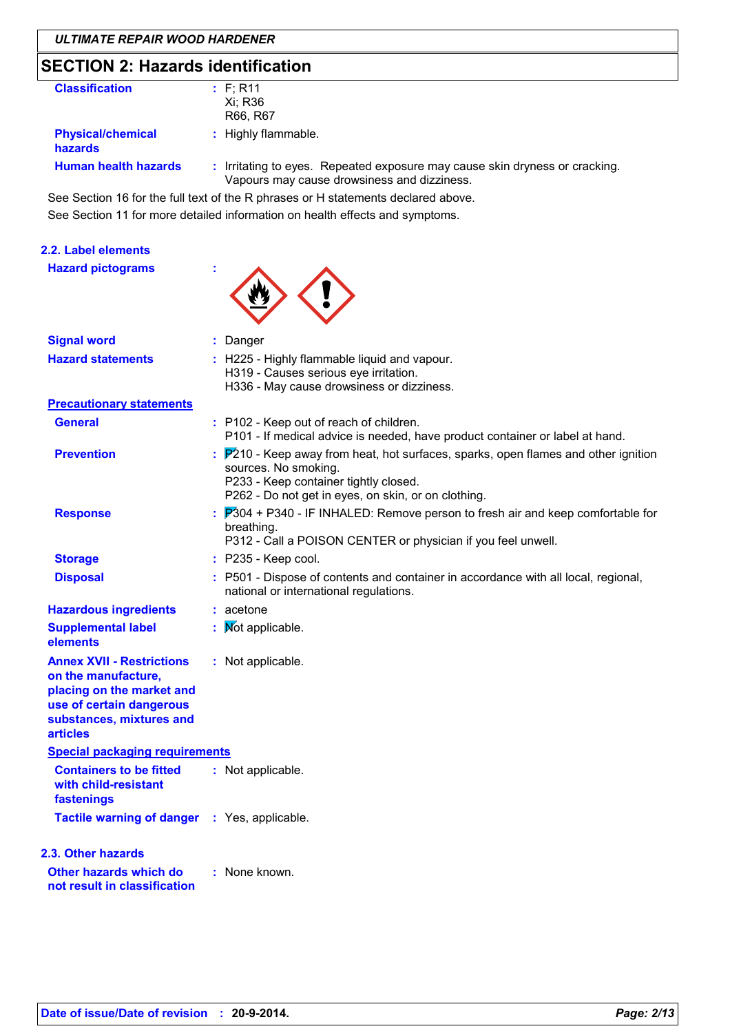## SECTION 2: Hazards identification

**Classification** : F; R11
Xi; R36
R66, R67

**Physical/chemical hazards** : Highly flammable.

**Human health hazards** : Irritating to eyes. Repeated exposure may cause skin dryness or cracking. Vapours may cause drowsiness and dizziness.

See Section 16 for the full text of the R phrases or H statements declared above.

See Section 11 for more detailed information on health effects and symptoms.

### 2.2. Label elements

**Hazard pictograms** :

**Signal word** : Danger

**Hazard statements** : H225 - Highly flammable liquid and vapour.
H319 - Causes serious eye irritation.
H336 - May cause drowsiness or dizziness.

**Precautionary statements**

**General** : P102 - Keep out of reach of children.
P101 - If medical advice is needed, have product container or label at hand.

**Prevention** : P210 - Keep away from heat, hot surfaces, sparks, open flames and other ignition sources. No smoking.
P233 - Keep container tightly closed.
P262 - Do not get in eyes, on skin, or on clothing.

**Response** : P304 + P340 - IF INHALED: Remove person to fresh air and keep comfortable for breathing.
P312 - Call a POISON CENTER or physician if you feel unwell.

**Storage** : P235 - Keep cool.

**Disposal** : P501 - Dispose of contents and container in accordance with all local, regional, national or international regulations.

**Hazardous ingredients** : acetone

**Supplemental label elements** : Not applicable.

**Annex XVII - Restrictions on the manufacture, placing on the market and use of certain dangerous substances, mixtures and articles** : Not applicable.

**Special packaging requirements**

**Containers to be fitted with child-resistant fastenings** : Not applicable.

**Tactile warning of danger** : Yes, applicable.

### 2.3. Other hazards

**Other hazards which do not result in classification** : None known.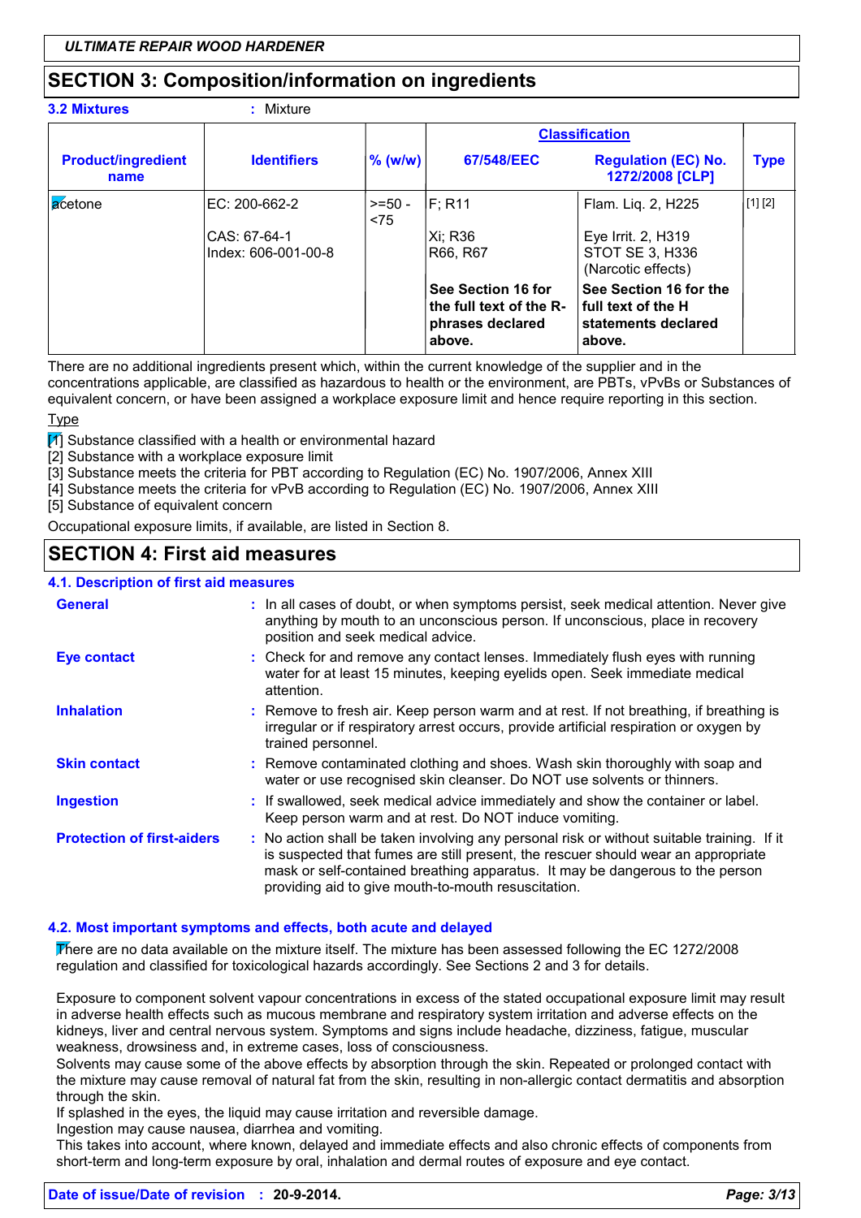## SECTION 3: Composition/information on ingredients

**3.2 Mixtures** : Mixture

| Product/ingredient name | Identifiers | % (w/w) | Classification | | Type |
|---|---|---|---|---|---|
| | | | 67/548/EEC | Regulation (EC) No. 1272/2008 [CLP] | |
| acetone | EC: 200-662-2<br>CAS: 67-64-1<br>Index: 606-001-00-8 | >=50 - <75 | F; R11<br>Xi; R36<br>R66, R67 | Flam. Liq. 2, H225<br>Eye Irrit. 2, H319<br>STOT SE 3, H336 (Narcotic effects) | [1] [2] |
| | | | **See Section 16 for the full text of the R-phrases declared above.** | **See Section 16 for the full text of the H statements declared above.** | |

There are no additional ingredients present which, within the current knowledge of the supplier and in the concentrations applicable, are classified as hazardous to health or the environment, are PBTs, vPvBs or Substances of equivalent concern, or have been assigned a workplace exposure limit and hence require reporting in this section.

Type

[1] Substance classified with a health or environmental hazard
[2] Substance with a workplace exposure limit
[3] Substance meets the criteria for PBT according to Regulation (EC) No. 1907/2006, Annex XIII
[4] Substance meets the criteria for vPvB according to Regulation (EC) No. 1907/2006, Annex XIII
[5] Substance of equivalent concern

Occupational exposure limits, if available, are listed in Section 8.

## SECTION 4: First aid measures

### 4.1. Description of first aid measures

**General** : In all cases of doubt, or when symptoms persist, seek medical attention. Never give anything by mouth to an unconscious person. If unconscious, place in recovery position and seek medical advice.

**Eye contact** : Check for and remove any contact lenses. Immediately flush eyes with running water for at least 15 minutes, keeping eyelids open. Seek immediate medical attention.

**Inhalation** : Remove to fresh air. Keep person warm and at rest. If not breathing, if breathing is irregular or if respiratory arrest occurs, provide artificial respiration or oxygen by trained personnel.

**Skin contact** : Remove contaminated clothing and shoes. Wash skin thoroughly with soap and water or use recognised skin cleanser. Do NOT use solvents or thinners.

**Ingestion** : If swallowed, seek medical advice immediately and show the container or label. Keep person warm and at rest. Do NOT induce vomiting.

**Protection of first-aiders** : No action shall be taken involving any personal risk or without suitable training. If it is suspected that fumes are still present, the rescuer should wear an appropriate mask or self-contained breathing apparatus. It may be dangerous to the person providing aid to give mouth-to-mouth resuscitation.

### 4.2. Most important symptoms and effects, both acute and delayed

There are no data available on the mixture itself. The mixture has been assessed following the EC 1272/2008 regulation and classified for toxicological hazards accordingly. See Sections 2 and 3 for details.

Exposure to component solvent vapour concentrations in excess of the stated occupational exposure limit may result in adverse health effects such as mucous membrane and respiratory system irritation and adverse effects on the kidneys, liver and central nervous system. Symptoms and signs include headache, dizziness, fatigue, muscular weakness, drowsiness and, in extreme cases, loss of consciousness.
Solvents may cause some of the above effects by absorption through the skin. Repeated or prolonged contact with the mixture may cause removal of natural fat from the skin, resulting in non-allergic contact dermatitis and absorption through the skin.
If splashed in the eyes, the liquid may cause irritation and reversible damage.
Ingestion may cause nausea, diarrhea and vomiting.
This takes into account, where known, delayed and immediate effects and also chronic effects of components from short-term and long-term exposure by oral, inhalation and dermal routes of exposure and eye contact.

**Date of issue/Date of revision** : **20-9-2014.**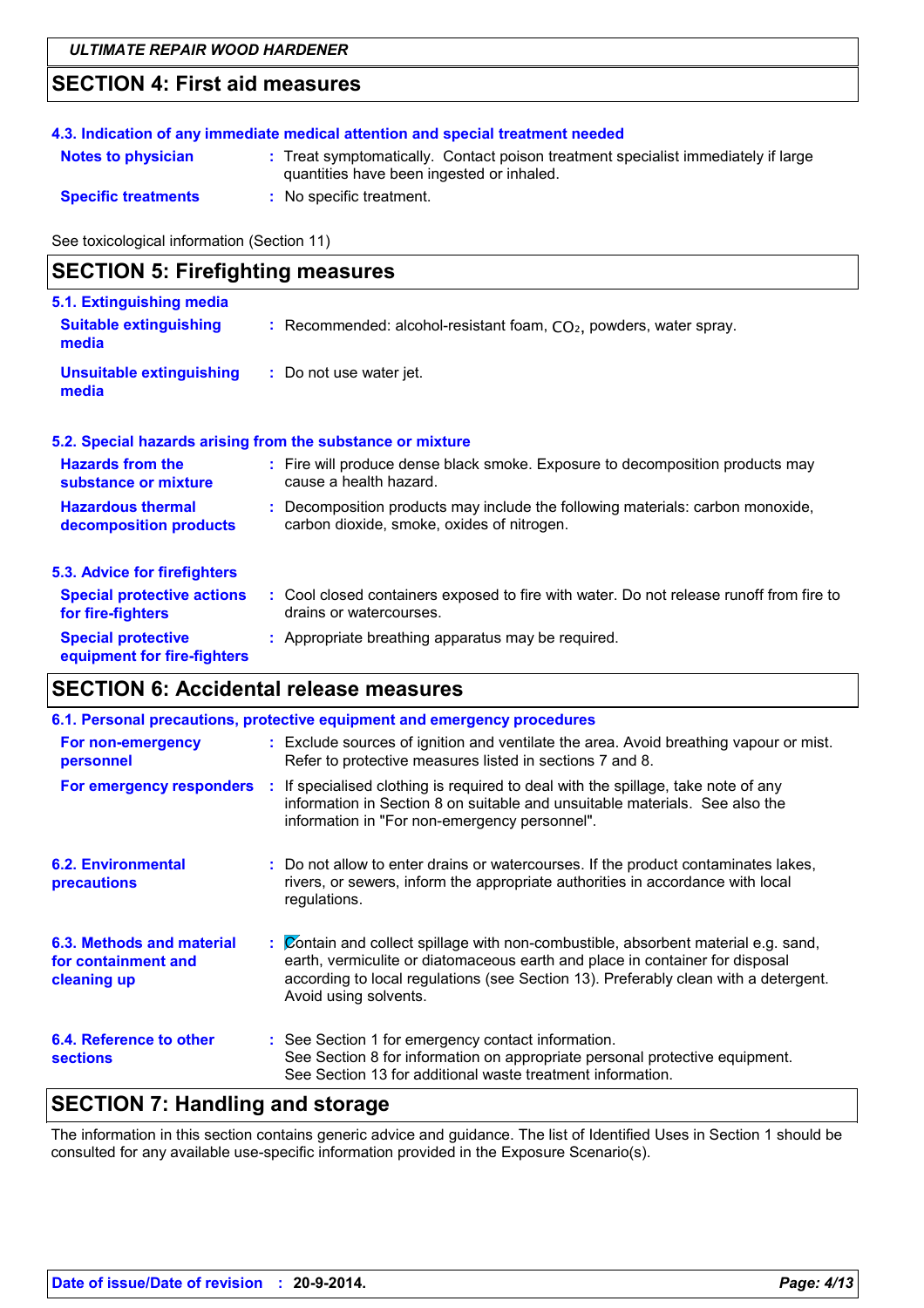## SECTION 4: First aid measures

### 4.3. Indication of any immediate medical attention and special treatment needed

**Notes to physician** : Treat symptomatically. Contact poison treatment specialist immediately if large quantities have been ingested or inhaled.

**Specific treatments** : No specific treatment.

See toxicological information (Section 11)

## SECTION 5: Firefighting measures

### 5.1. Extinguishing media

**Suitable extinguishing media** : Recommended: alcohol-resistant foam, $CO_2$, powders, water spray.

**Unsuitable extinguishing media** : Do not use water jet.

### 5.2. Special hazards arising from the substance or mixture

**Hazards from the substance or mixture** : Fire will produce dense black smoke. Exposure to decomposition products may cause a health hazard.

**Hazardous thermal decomposition products** : Decomposition products may include the following materials: carbon monoxide, carbon dioxide, smoke, oxides of nitrogen.

### 5.3. Advice for firefighters

**Special protective actions for fire-fighters** : Cool closed containers exposed to fire with water. Do not release runoff from fire to drains or watercourses.

**Special protective equipment for fire-fighters** : Appropriate breathing apparatus may be required.

## SECTION 6: Accidental release measures

### 6.1. Personal precautions, protective equipment and emergency procedures

**For non-emergency personnel** : Exclude sources of ignition and ventilate the area. Avoid breathing vapour or mist. Refer to protective measures listed in sections 7 and 8.

**For emergency responders** : If specialised clothing is required to deal with the spillage, take note of any information in Section 8 on suitable and unsuitable materials. See also the information in "For non-emergency personnel".

### 6.2. Environmental precautions

: Do not allow to enter drains or watercourses. If the product contaminates lakes, rivers, or sewers, inform the appropriate authorities in accordance with local regulations.

### 6.3. Methods and material for containment and cleaning up

: Contain and collect spillage with non-combustible, absorbent material e.g. sand, earth, vermiculite or diatomaceous earth and place in container for disposal according to local regulations (see Section 13). Preferably clean with a detergent. Avoid using solvents.

### 6.4. Reference to other sections

: See Section 1 for emergency contact information.
See Section 8 for information on appropriate personal protective equipment.
See Section 13 for additional waste treatment information.

## SECTION 7: Handling and storage

The information in this section contains generic advice and guidance. The list of Identified Uses in Section 1 should be consulted for any available use-specific information provided in the Exposure Scenario(s).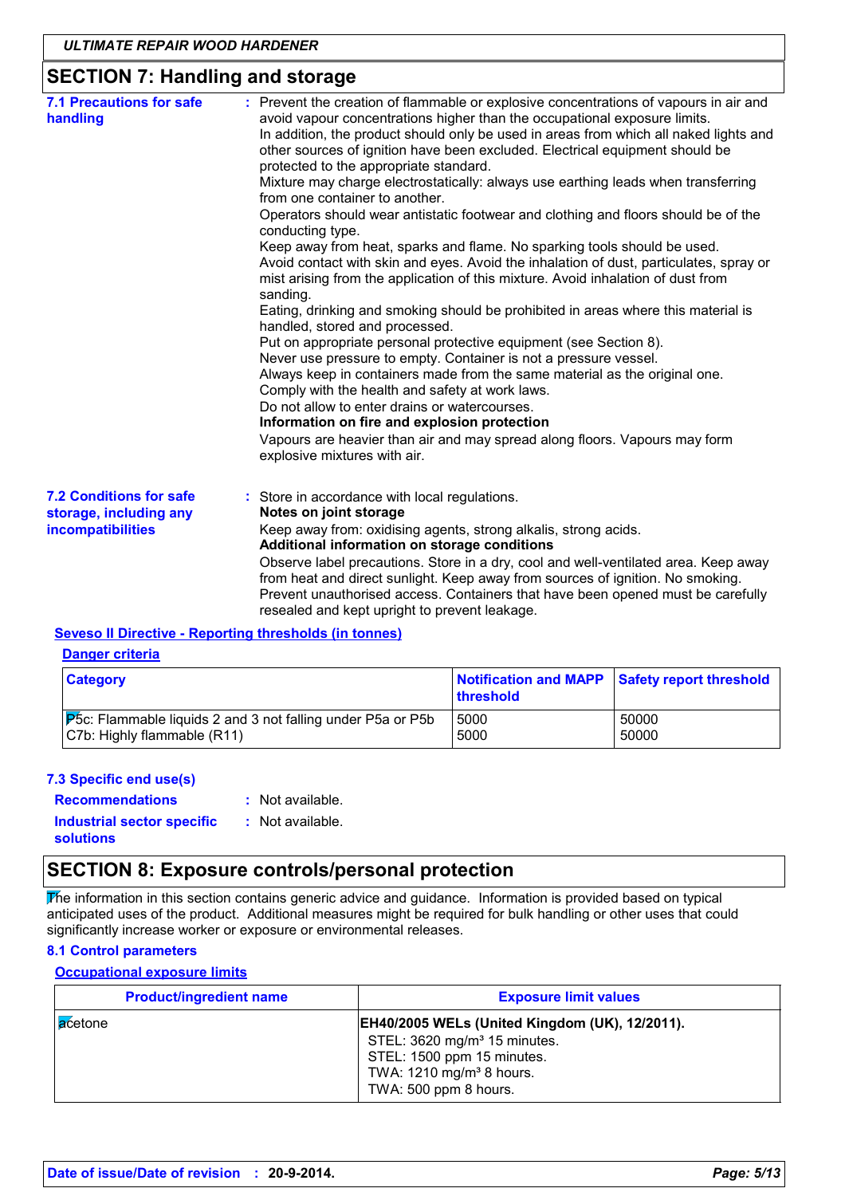## SECTION 7: Handling and storage

**7.1 Precautions for safe handling** : Prevent the creation of flammable or explosive concentrations of vapours in air and avoid vapour concentrations higher than the occupational exposure limits.
In addition, the product should only be used in areas from which all naked lights and other sources of ignition have been excluded. Electrical equipment should be protected to the appropriate standard.
Mixture may charge electrostatically: always use earthing leads when transferring from one container to another.
Operators should wear antistatic footwear and clothing and floors should be of the conducting type.
Keep away from heat, sparks and flame. No sparking tools should be used.
Avoid contact with skin and eyes. Avoid the inhalation of dust, particulates, spray or mist arising from the application of this mixture. Avoid inhalation of dust from sanding.
Eating, drinking and smoking should be prohibited in areas where this material is handled, stored and processed.
Put on appropriate personal protective equipment (see Section 8).
Never use pressure to empty. Container is not a pressure vessel.
Always keep in containers made from the same material as the original one.
Comply with the health and safety at work laws.
Do not allow to enter drains or watercourses.
**Information on fire and explosion protection**
Vapours are heavier than air and may spread along floors. Vapours may form explosive mixtures with air.

**7.2 Conditions for safe storage, including any incompatibilities** : Store in accordance with local regulations.
**Notes on joint storage**
Keep away from: oxidising agents, strong alkalis, strong acids.
**Additional information on storage conditions**
Observe label precautions. Store in a dry, cool and well-ventilated area. Keep away from heat and direct sunlight. Keep away from sources of ignition. No smoking. Prevent unauthorised access. Containers that have been opened must be carefully resealed and kept upright to prevent leakage.

**Seveso II Directive - Reporting thresholds (in tonnes)**

**Danger criteria**

| Category | Notification and MAPP threshold | Safety report threshold |
|---|---|---|
| P5c: Flammable liquids 2 and 3 not falling under P5a or P5b | 5000 | 50000 |
| C7b: Highly flammable (R11) | 5000 | 50000 |

**7.3 Specific end use(s)**

**Recommendations** : Not available.

**Industrial sector specific solutions** : Not available.

## SECTION 8: Exposure controls/personal protection

The information in this section contains generic advice and guidance. Information is provided based on typical anticipated uses of the product. Additional measures might be required for bulk handling or other uses that could significantly increase worker or exposure or environmental releases.

**8.1 Control parameters**

**Occupational exposure limits**

| Product/ingredient name | Exposure limit values |
|---|---|
| acetone | **EH40/2005 WELs (United Kingdom (UK), 12/2011).**<br>STEL: 3620 mg/m³ 15 minutes.<br>STEL: 1500 ppm 15 minutes.<br>TWA: 1210 mg/m³ 8 hours.<br>TWA: 500 ppm 8 hours. |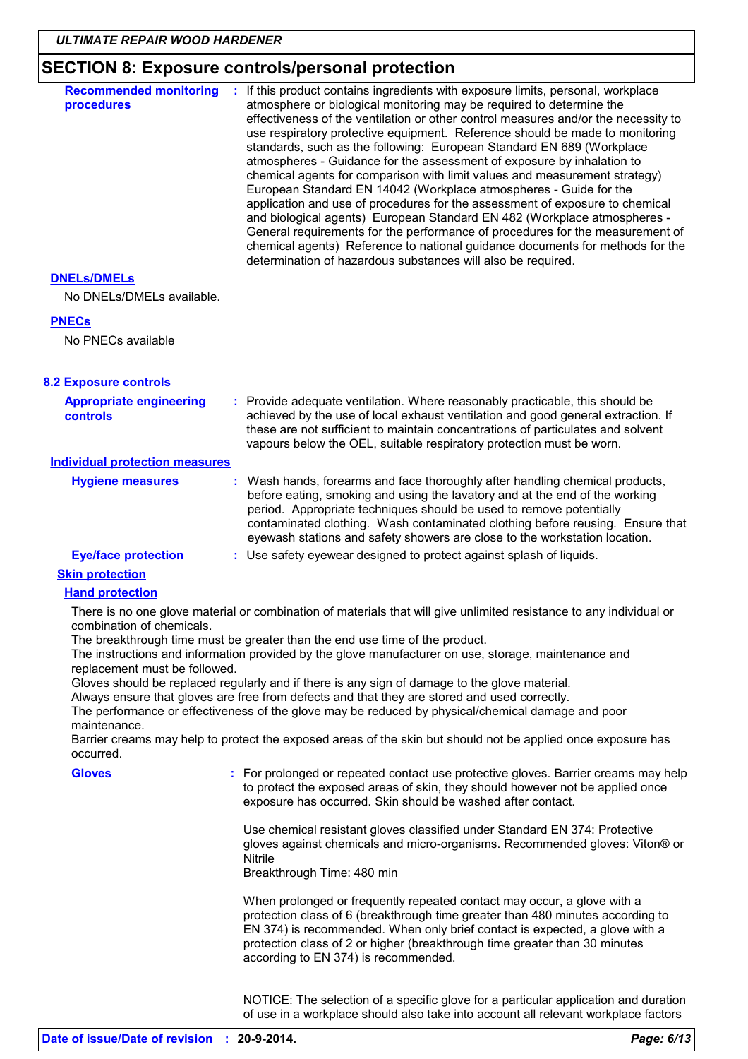## SECTION 8: Exposure controls/personal protection

**Recommended monitoring procedures** : If this product contains ingredients with exposure limits, personal, workplace atmosphere or biological monitoring may be required to determine the effectiveness of the ventilation or other control measures and/or the necessity to use respiratory protective equipment. Reference should be made to monitoring standards, such as the following: European Standard EN 689 (Workplace atmospheres - Guidance for the assessment of exposure by inhalation to chemical agents for comparison with limit values and measurement strategy) European Standard EN 14042 (Workplace atmospheres - Guide for the application and use of procedures for the assessment of exposure to chemical and biological agents) European Standard EN 482 (Workplace atmospheres - General requirements for the performance of procedures for the measurement of chemical agents) Reference to national guidance documents for methods for the determination of hazardous substances will also be required.

**DNELs/DMELs**

No DNELs/DMELs available.

**PNECs**

No PNECs available

### 8.2 Exposure controls

**Appropriate engineering controls** : Provide adequate ventilation. Where reasonably practicable, this should be achieved by the use of local exhaust ventilation and good general extraction. If these are not sufficient to maintain concentrations of particulates and solvent vapours below the OEL, suitable respiratory protection must be worn.

**Individual protection measures**

**Hygiene measures** : Wash hands, forearms and face thoroughly after handling chemical products, before eating, smoking and using the lavatory and at the end of the working period. Appropriate techniques should be used to remove potentially contaminated clothing. Wash contaminated clothing before reusing. Ensure that eyewash stations and safety showers are close to the workstation location.

**Eye/face protection** : Use safety eyewear designed to protect against splash of liquids.

**Skin protection**

**Hand protection**

There is no one glove material or combination of materials that will give unlimited resistance to any individual or combination of chemicals.
The breakthrough time must be greater than the end use time of the product.
The instructions and information provided by the glove manufacturer on use, storage, maintenance and replacement must be followed.
Gloves should be replaced regularly and if there is any sign of damage to the glove material.
Always ensure that gloves are free from defects and that they are stored and used correctly.
The performance or effectiveness of the glove may be reduced by physical/chemical damage and poor maintenance.
Barrier creams may help to protect the exposed areas of the skin but should not be applied once exposure has occurred.

**Gloves** : For prolonged or repeated contact use protective gloves. Barrier creams may help to protect the exposed areas of skin, they should however not be applied once exposure has occurred. Skin should be washed after contact.

Use chemical resistant gloves classified under Standard EN 374: Protective gloves against chemicals and micro-organisms. Recommended gloves: Viton® or Nitrile
Breakthrough Time: 480 min

When prolonged or frequently repeated contact may occur, a glove with a protection class of 6 (breakthrough time greater than 480 minutes according to EN 374) is recommended. When only brief contact is expected, a glove with a protection class of 2 or higher (breakthrough time greater than 30 minutes according to EN 374) is recommended.

NOTICE: The selection of a specific glove for a particular application and duration of use in a workplace should also take into account all relevant workplace factors

**Date of issue/Date of revision** : **20-9-2014.**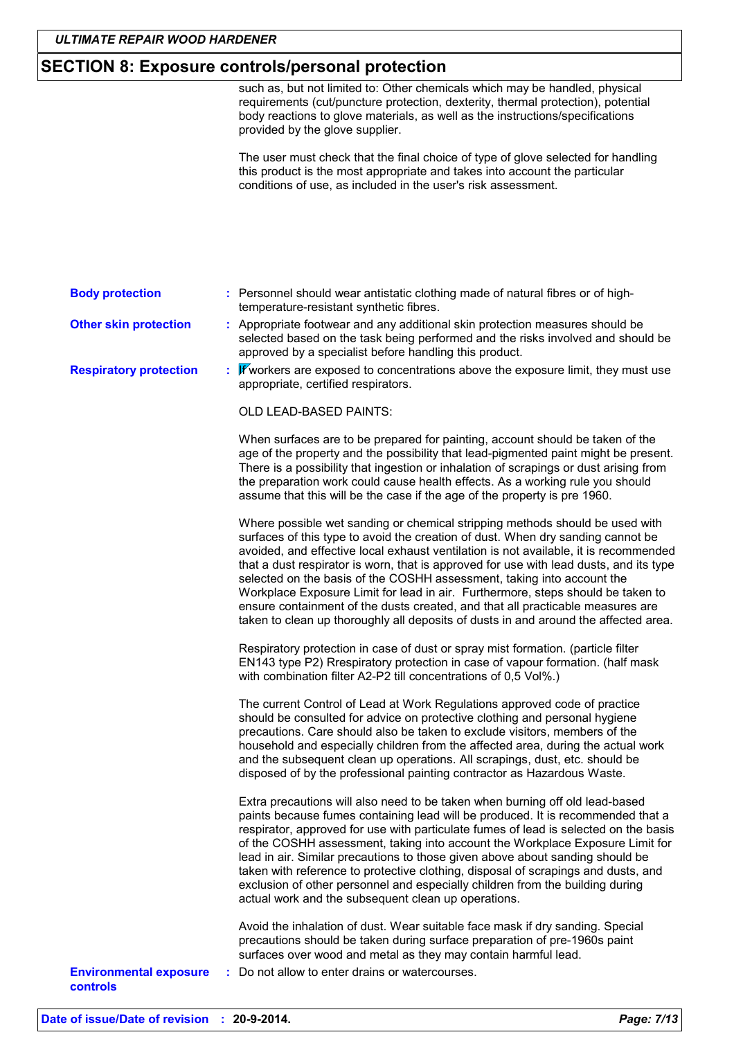## SECTION 8: Exposure controls/personal protection

such as, but not limited to: Other chemicals which may be handled, physical requirements (cut/puncture protection, dexterity, thermal protection), potential body reactions to glove materials, as well as the instructions/specifications provided by the glove supplier.

The user must check that the final choice of type of glove selected for handling this product is the most appropriate and takes into account the particular conditions of use, as included in the user's risk assessment.

**Body protection** : Personnel should wear antistatic clothing made of natural fibres or of high-temperature-resistant synthetic fibres.

**Other skin protection** : Appropriate footwear and any additional skin protection measures should be selected based on the task being performed and the risks involved and should be approved by a specialist before handling this product.

**Respiratory protection** : If workers are exposed to concentrations above the exposure limit, they must use appropriate, certified respirators.

OLD LEAD-BASED PAINTS:

When surfaces are to be prepared for painting, account should be taken of the age of the property and the possibility that lead-pigmented paint might be present. There is a possibility that ingestion or inhalation of scrapings or dust arising from the preparation work could cause health effects. As a working rule you should assume that this will be the case if the age of the property is pre 1960.

Where possible wet sanding or chemical stripping methods should be used with surfaces of this type to avoid the creation of dust. When dry sanding cannot be avoided, and effective local exhaust ventilation is not available, it is recommended that a dust respirator is worn, that is approved for use with lead dusts, and its type selected on the basis of the COSHH assessment, taking into account the Workplace Exposure Limit for lead in air. Furthermore, steps should be taken to ensure containment of the dusts created, and that all practicable measures are taken to clean up thoroughly all deposits of dusts in and around the affected area.

Respiratory protection in case of dust or spray mist formation. (particle filter EN143 type P2) Rrespiratory protection in case of vapour formation. (half mask with combination filter A2-P2 till concentrations of 0,5 Vol%.)

The current Control of Lead at Work Regulations approved code of practice should be consulted for advice on protective clothing and personal hygiene precautions. Care should also be taken to exclude visitors, members of the household and especially children from the affected area, during the actual work and the subsequent clean up operations. All scrapings, dust, etc. should be disposed of by the professional painting contractor as Hazardous Waste.

Extra precautions will also need to be taken when burning off old lead-based paints because fumes containing lead will be produced. It is recommended that a respirator, approved for use with particulate fumes of lead is selected on the basis of the COSHH assessment, taking into account the Workplace Exposure Limit for lead in air. Similar precautions to those given above about sanding should be taken with reference to protective clothing, disposal of scrapings and dusts, and exclusion of other personnel and especially children from the building during actual work and the subsequent clean up operations.

Avoid the inhalation of dust. Wear suitable face mask if dry sanding. Special precautions should be taken during surface preparation of pre-1960s paint surfaces over wood and metal as they may contain harmful lead.

**Environmental exposure controls** : Do not allow to enter drains or watercourses.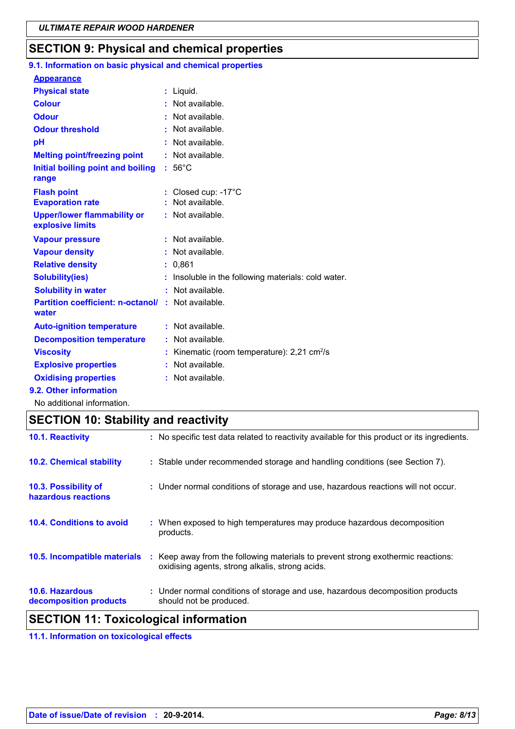## SECTION 9: Physical and chemical properties

### 9.1. Information on basic physical and chemical properties

**Appearance**

| Property | Value |
|---|---|
| Physical state | Liquid. |
| Colour | Not available. |
| Odour | Not available. |
| Odour threshold | Not available. |
| pH | Not available. |
| Melting point/freezing point | Not available. |
| Initial boiling point and boiling range | 56°C |
| Flash point | Closed cup: -17°C |
| Evaporation rate | Not available. |
| Upper/lower flammability or explosive limits | Not available. |
| Vapour pressure | Not available. |
| Vapour density | Not available. |
| Relative density | 0,861 |
| Solubility(ies) | Insoluble in the following materials: cold water. |
| Solubility in water | Not available. |
| Partition coefficient: n-octanol/ water | Not available. |
| Auto-ignition temperature | Not available. |
| Decomposition temperature | Not available. |
| Viscosity | Kinematic (room temperature): 2,21 $cm^2/s$ |
| Explosive properties | Not available. |
| Oxidising properties | Not available. |

### 9.2. Other information

No additional information.

## SECTION 10: Stability and reactivity

| | |
|---|---|
| **10.1. Reactivity** | No specific test data related to reactivity available for this product or its ingredients. |
| **10.2. Chemical stability** | Stable under recommended storage and handling conditions (see Section 7). |
| **10.3. Possibility of hazardous reactions** | Under normal conditions of storage and use, hazardous reactions will not occur. |
| **10.4. Conditions to avoid** | When exposed to high temperatures may produce hazardous decomposition products. |
| **10.5. Incompatible materials** | Keep away from the following materials to prevent strong exothermic reactions: oxidising agents, strong alkalis, strong acids. |
| **10.6. Hazardous decomposition products** | Under normal conditions of storage and use, hazardous decomposition products should not be produced. |

## SECTION 11: Toxicological information

### 11.1. Information on toxicological effects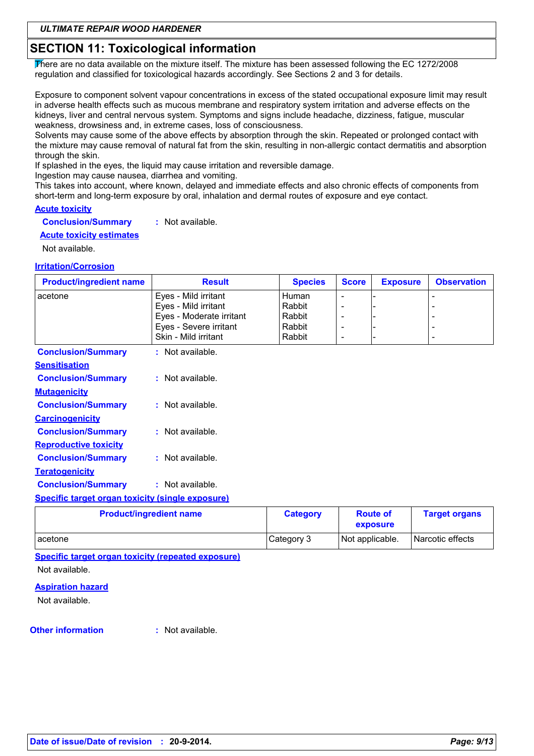## SECTION 11: Toxicological information

There are no data available on the mixture itself. The mixture has been assessed following the EC 1272/2008 regulation and classified for toxicological hazards accordingly. See Sections 2 and 3 for details.

Exposure to component solvent vapour concentrations in excess of the stated occupational exposure limit may result in adverse health effects such as mucous membrane and respiratory system irritation and adverse effects on the kidneys, liver and central nervous system. Symptoms and signs include headache, dizziness, fatigue, muscular weakness, drowsiness and, in extreme cases, loss of consciousness.
Solvents may cause some of the above effects by absorption through the skin. Repeated or prolonged contact with the mixture may cause removal of natural fat from the skin, resulting in non-allergic contact dermatitis and absorption through the skin.
If splashed in the eyes, the liquid may cause irritation and reversible damage.
Ingestion may cause nausea, diarrhea and vomiting.
This takes into account, where known, delayed and immediate effects and also chronic effects of components from short-term and long-term exposure by oral, inhalation and dermal routes of exposure and eye contact.

**Acute toxicity**

**Conclusion/Summary** : Not available.

**Acute toxicity estimates**

Not available.

**Irritation/Corrosion**

| Product/ingredient name | Result | Species | Score | Exposure | Observation |
|---|---|---|---|---|---|
| acetone | Eyes - Mild irritant | Human | - | - | - |
| | Eyes - Mild irritant | Rabbit | - | - | - |
| | Eyes - Moderate irritant | Rabbit | - | - | - |
| | Eyes - Severe irritant | Rabbit | - | - | - |
| | Skin - Mild irritant | Rabbit | - | - | - |

**Conclusion/Summary** : Not available.

**Sensitisation**

**Conclusion/Summary** : Not available.

**Mutagenicity**

**Conclusion/Summary** : Not available.

**Carcinogenicity**

**Conclusion/Summary** : Not available.

**Reproductive toxicity**

**Conclusion/Summary** : Not available.

**Teratogenicity**

**Conclusion/Summary** : Not available.

**Specific target organ toxicity (single exposure)**

| Product/ingredient name | Category | Route of exposure | Target organs |
|---|---|---|---|
| acetone | Category 3 | Not applicable. | Narcotic effects |

**Specific target organ toxicity (repeated exposure)**

Not available.

**Aspiration hazard**

Not available.

**Other information** : Not available.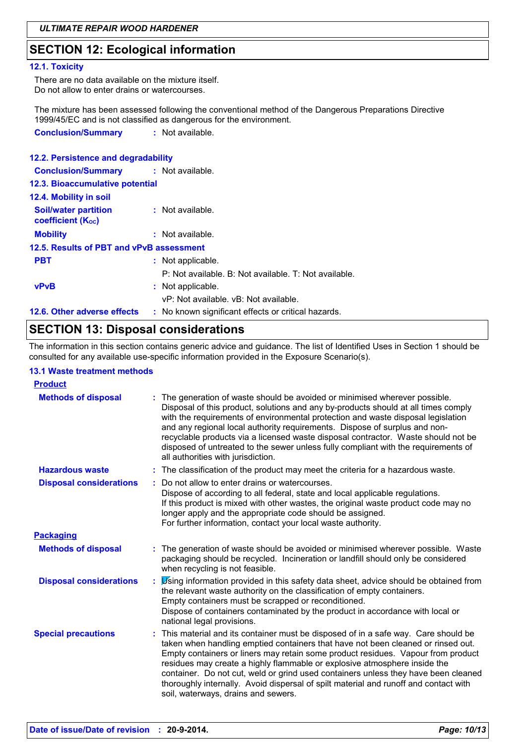## SECTION 12: Ecological information

### 12.1. Toxicity

There are no data available on the mixture itself.
Do not allow to enter drains or watercourses.

The mixture has been assessed following the conventional method of the Dangerous Preparations Directive 1999/45/EC and is not classified as dangerous for the environment.

**Conclusion/Summary** : Not available.

### 12.2. Persistence and degradability

**Conclusion/Summary** : Not available.

### 12.3. Bioaccumulative potential

### 12.4. Mobility in soil

**Soil/water partition coefficient ($K_{OC}$)** : Not available.

**Mobility** : Not available.

### 12.5. Results of PBT and vPvB assessment

**PBT** : Not applicable.
P: Not available. B: Not available. T: Not available.

**vPvB** : Not applicable.
vP: Not available. vB: Not available.

### 12.6. Other adverse effects : No known significant effects or critical hazards.

## SECTION 13: Disposal considerations

The information in this section contains generic advice and guidance. The list of Identified Uses in Section 1 should be consulted for any available use-specific information provided in the Exposure Scenario(s).

### 13.1 Waste treatment methods

**Product**

**Methods of disposal** : The generation of waste should be avoided or minimised wherever possible. Disposal of this product, solutions and any by-products should at all times comply with the requirements of environmental protection and waste disposal legislation and any regional local authority requirements. Dispose of surplus and non-recyclable products via a licensed waste disposal contractor. Waste should not be disposed of untreated to the sewer unless fully compliant with the requirements of all authorities with jurisdiction.

**Hazardous waste** : The classification of the product may meet the criteria for a hazardous waste.

**Disposal considerations** : Do not allow to enter drains or watercourses.
Dispose of according to all federal, state and local applicable regulations.
If this product is mixed with other wastes, the original waste product code may no longer apply and the appropriate code should be assigned.
For further information, contact your local waste authority.

**Packaging**

**Methods of disposal** : The generation of waste should be avoided or minimised wherever possible. Waste packaging should be recycled. Incineration or landfill should only be considered when recycling is not feasible.

**Disposal considerations** : Using information provided in this safety data sheet, advice should be obtained from the relevant waste authority on the classification of empty containers.
Empty containers must be scrapped or reconditioned.
Dispose of containers contaminated by the product in accordance with local or national legal provisions.

**Special precautions** : This material and its container must be disposed of in a safe way. Care should be taken when handling emptied containers that have not been cleaned or rinsed out. Empty containers or liners may retain some product residues. Vapour from product residues may create a highly flammable or explosive atmosphere inside the container. Do not cut, weld or grind used containers unless they have been cleaned thoroughly internally. Avoid dispersal of spilt material and runoff and contact with soil, waterways, drains and sewers.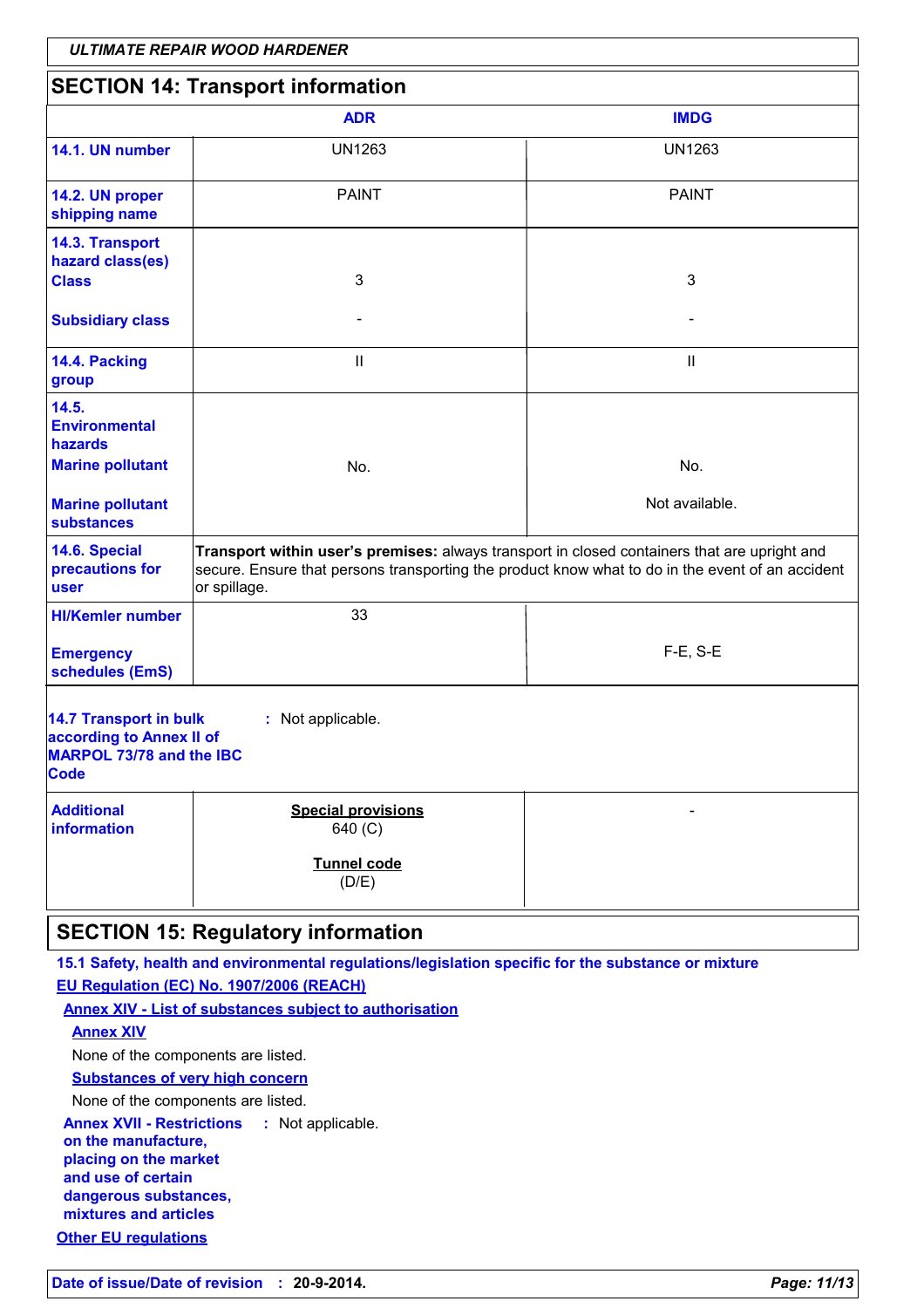## SECTION 14: Transport information

| | ADR | IMDG |
|---|---|---|
| **14.1. UN number** | UN1263 | UN1263 |
| **14.2. UN proper shipping name** | PAINT | PAINT |
| **14.3. Transport hazard class(es)** **Class** | 3 | 3 |
| **Subsidiary class** | - | - |
| **14.4. Packing group** | II | II |
| **14.5. Environmental hazards** **Marine pollutant** | No. | No. |
| **Marine pollutant substances** | | Not available. |
| **14.6. Special precautions for user** | **Transport within user's premises:** always transport in closed containers that are upright and secure. Ensure that persons transporting the product know what to do in the event of an accident or spillage. | |
| **HI/Kemler number** | 33 | |
| **Emergency schedules (EmS)** | | F-E, S-E |

**14.7 Transport in bulk according to Annex II of MARPOL 73/78 and the IBC Code** : Not applicable.

| | | |
|---|---|---|
| **Additional information** | **Special provisions** 640 (C) **Tunnel code** (D/E) | - |

## SECTION 15: Regulatory information

**15.1 Safety, health and environmental regulations/legislation specific for the substance or mixture**

**EU Regulation (EC) No. 1907/2006 (REACH)**

**Annex XIV - List of substances subject to authorisation**

**Annex XIV**

None of the components are listed.

**Substances of very high concern**

None of the components are listed.

**Annex XVII - Restrictions on the manufacture, placing on the market and use of certain dangerous substances, mixtures and articles** : Not applicable.

**Other EU regulations**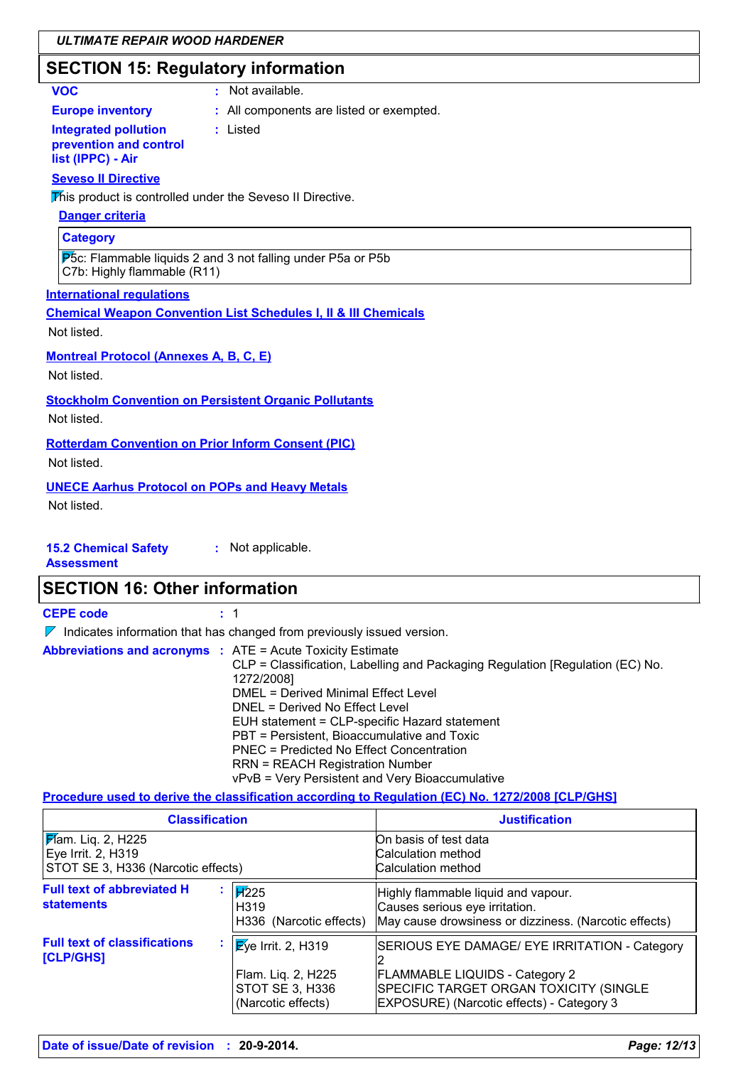## SECTION 15: Regulatory information

**VOC** : Not available.

**Europe inventory** : All components are listed or exempted.

**Integrated pollution prevention and control list (IPPC) - Air** : Listed

**Seveso II Directive**

This product is controlled under the Seveso II Directive.

**Danger criteria**

| Category |
|---|
| P5c: Flammable liquids 2 and 3 not falling under P5a or P5b<br>C7b: Highly flammable (R11) |

**International regulations**

**Chemical Weapon Convention List Schedules I, II & III Chemicals**

Not listed.

**Montreal Protocol (Annexes A, B, C, E)**

Not listed.

**Stockholm Convention on Persistent Organic Pollutants**

Not listed.

**Rotterdam Convention on Prior Inform Consent (PIC)**

Not listed.

**UNECE Aarhus Protocol on POPs and Heavy Metals**

Not listed.

**15.2 Chemical Safety Assessment** : Not applicable.

## SECTION 16: Other information

**CEPE code** : 1

Indicates information that has changed from previously issued version.

**Abbreviations and acronyms** :
ATE = Acute Toxicity Estimate
CLP = Classification, Labelling and Packaging Regulation [Regulation (EC) No. 1272/2008]
DMEL = Derived Minimal Effect Level
DNEL = Derived No Effect Level
EUH statement = CLP-specific Hazard statement
PBT = Persistent, Bioaccumulative and Toxic
PNEC = Predicted No Effect Concentration
RRN = REACH Registration Number
vPvB = Very Persistent and Very Bioaccumulative

**Procedure used to derive the classification according to Regulation (EC) No. 1272/2008 [CLP/GHS]**

| Classification | Justification |
|---|---|
| Flam. Liq. 2, H225 | On basis of test data |
| Eye Irrit. 2, H319 | Calculation method |
| STOT SE 3, H336 (Narcotic effects) | Calculation method |

**Full text of abbreviated H statements** :

| | |
|---|---|
| H225 | Highly flammable liquid and vapour. |
| H319 | Causes serious eye irritation. |
| H336 (Narcotic effects) | May cause drowsiness or dizziness. (Narcotic effects) |

**Full text of classifications [CLP/GHS]** :

| | |
|---|---|
| Eye Irrit. 2, H319 | SERIOUS EYE DAMAGE/ EYE IRRITATION - Category 2 |
| Flam. Liq. 2, H225 | FLAMMABLE LIQUIDS - Category 2 |
| STOT SE 3, H336 (Narcotic effects) | SPECIFIC TARGET ORGAN TOXICITY (SINGLE EXPOSURE) (Narcotic effects) - Category 3 |

**Date of issue/Date of revision** : **20-9-2014.**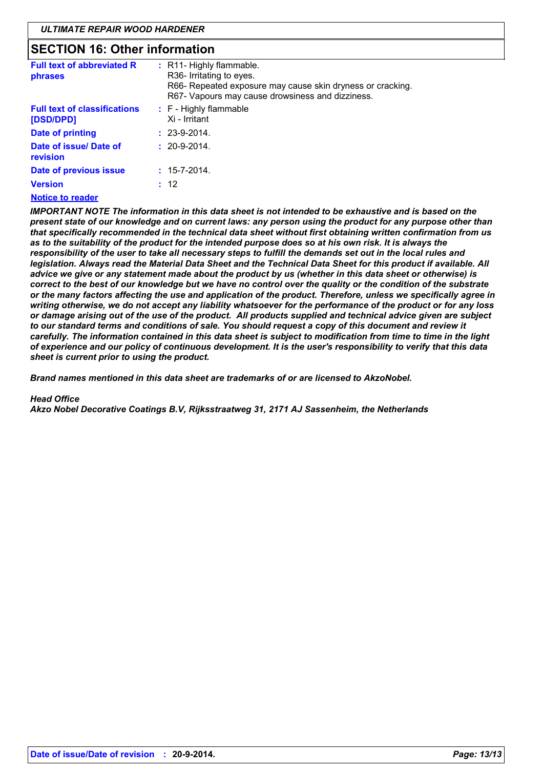## SECTION 16: Other information

| | |
|---|---|
| **Full text of abbreviated R phrases** | R11- Highly flammable.<br>R36- Irritating to eyes.<br>R66- Repeated exposure may cause skin dryness or cracking.<br>R67- Vapours may cause drowsiness and dizziness. |
| **Full text of classifications [DSD/DPD]** | F - Highly flammable<br>Xi - Irritant |
| **Date of printing** | 23-9-2014. |
| **Date of issue/ Date of revision** | 20-9-2014. |
| **Date of previous issue** | 15-7-2014. |
| **Version** | 12 |

**Notice to reader**

***IMPORTANT NOTE The information in this data sheet is not intended to be exhaustive and is based on the present state of our knowledge and on current laws: any person using the product for any purpose other than that specifically recommended in the technical data sheet without first obtaining written confirmation from us as to the suitability of the product for the intended purpose does so at his own risk. It is always the responsibility of the user to take all necessary steps to fulfill the demands set out in the local rules and legislation. Always read the Material Data Sheet and the Technical Data Sheet for this product if available. All advice we give or any statement made about the product by us (whether in this data sheet or otherwise) is correct to the best of our knowledge but we have no control over the quality or the condition of the substrate or the many factors affecting the use and application of the product. Therefore, unless we specifically agree in writing otherwise, we do not accept any liability whatsoever for the performance of the product or for any loss or damage arising out of the use of the product. All products supplied and technical advice given are subject to our standard terms and conditions of sale. You should request a copy of this document and review it carefully. The information contained in this data sheet is subject to modification from time to time in the light of experience and our policy of continuous development. It is the user's responsibility to verify that this data sheet is current prior to using the product.***

***Brand names mentioned in this data sheet are trademarks of or are licensed to AkzoNobel.***

***Head Office***
***Akzo Nobel Decorative Coatings B.V, Rijksstraatweg 31, 2171 AJ Sassenheim, the Netherlands***